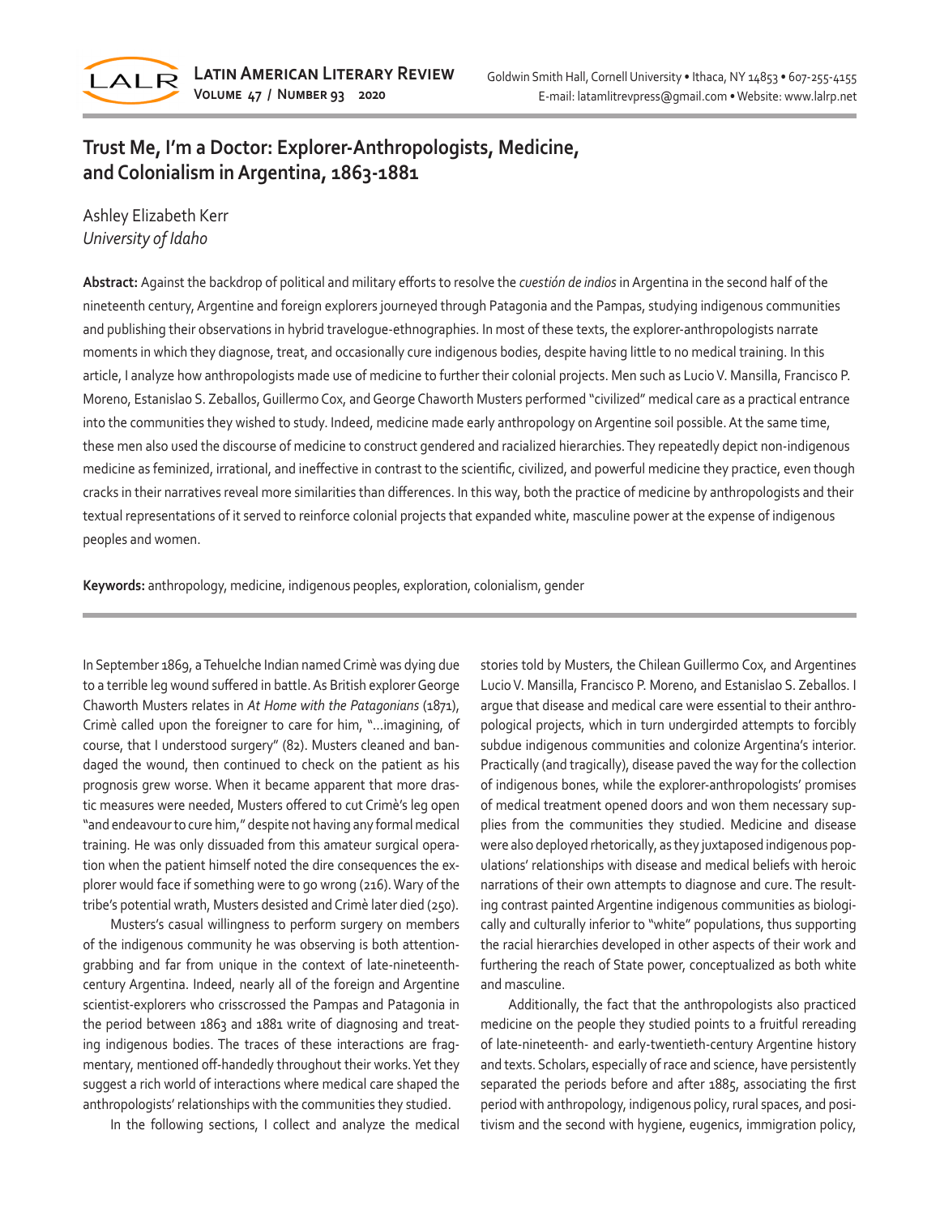# Trust Me, I'm a Doctor: Explorer-Anthropologists, Medicine, and Colonialism in Argentina, 1863-1881

Ashley Elizabeth Kerr
*University of Idaho*

**Abstract:** Against the backdrop of political and military efforts to resolve the *cuestión de indios* in Argentina in the second half of the nineteenth century, Argentine and foreign explorers journeyed through Patagonia and the Pampas, studying indigenous communities and publishing their observations in hybrid travelogue-ethnographies. In most of these texts, the explorer-anthropologists narrate moments in which they diagnose, treat, and occasionally cure indigenous bodies, despite having little to no medical training. In this article, I analyze how anthropologists made use of medicine to further their colonial projects. Men such as Lucio V. Mansilla, Francisco P. Moreno, Estanislao S. Zeballos, Guillermo Cox, and George Chaworth Musters performed "civilized" medical care as a practical entrance into the communities they wished to study. Indeed, medicine made early anthropology on Argentine soil possible. At the same time, these men also used the discourse of medicine to construct gendered and racialized hierarchies. They repeatedly depict non-indigenous medicine as feminized, irrational, and ineffective in contrast to the scientific, civilized, and powerful medicine they practice, even though cracks in their narratives reveal more similarities than differences. In this way, both the practice of medicine by anthropologists and their textual representations of it served to reinforce colonial projects that expanded white, masculine power at the expense of indigenous peoples and women.

**Keywords:** anthropology, medicine, indigenous peoples, exploration, colonialism, gender

In September 1869, a Tehuelche Indian named Crimè was dying due to a terrible leg wound suffered in battle. As British explorer George Chaworth Musters relates in *At Home with the Patagonians* (1871), Crimè called upon the foreigner to care for him, "…imagining, of course, that I understood surgery" (82). Musters cleaned and bandaged the wound, then continued to check on the patient as his prognosis grew worse. When it became apparent that more drastic measures were needed, Musters offered to cut Crimè's leg open "and endeavour to cure him," despite not having any formal medical training. He was only dissuaded from this amateur surgical operation when the patient himself noted the dire consequences the explorer would face if something were to go wrong (216). Wary of the tribe's potential wrath, Musters desisted and Crimè later died (250).

Musters's casual willingness to perform surgery on members of the indigenous community he was observing is both attention-grabbing and far from unique in the context of late-nineteenth-century Argentina. Indeed, nearly all of the foreign and Argentine scientist-explorers who crisscrossed the Pampas and Patagonia in the period between 1863 and 1881 write of diagnosing and treating indigenous bodies. The traces of these interactions are fragmentary, mentioned off-handedly throughout their works. Yet they suggest a rich world of interactions where medical care shaped the anthropologists' relationships with the communities they studied.

In the following sections, I collect and analyze the medical stories told by Musters, the Chilean Guillermo Cox, and Argentines Lucio V. Mansilla, Francisco P. Moreno, and Estanislao S. Zeballos. I argue that disease and medical care were essential to their anthropological projects, which in turn undergirded attempts to forcibly subdue indigenous communities and colonize Argentina's interior. Practically (and tragically), disease paved the way for the collection of indigenous bones, while the explorer-anthropologists' promises of medical treatment opened doors and won them necessary supplies from the communities they studied. Medicine and disease were also deployed rhetorically, as they juxtaposed indigenous populations' relationships with disease and medical beliefs with heroic narrations of their own attempts to diagnose and cure. The resulting contrast painted Argentine indigenous communities as biologically and culturally inferior to "white" populations, thus supporting the racial hierarchies developed in other aspects of their work and furthering the reach of State power, conceptualized as both white and masculine.

Additionally, the fact that the anthropologists also practiced medicine on the people they studied points to a fruitful rereading of late-nineteenth- and early-twentieth-century Argentine history and texts. Scholars, especially of race and science, have persistently separated the periods before and after 1885, associating the first period with anthropology, indigenous policy, rural spaces, and positivism and the second with hygiene, eugenics, immigration policy,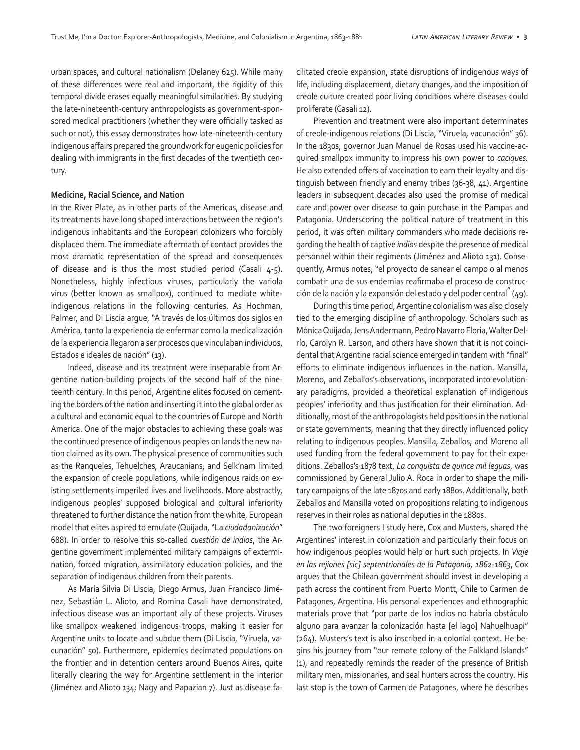urban spaces, and cultural nationalism (Delaney 625). While many of these differences were real and important, the rigidity of this temporal divide erases equally meaningful similarities. By studying the late-nineteenth-century anthropologists as government-sponsored medical practitioners (whether they were officially tasked as such or not), this essay demonstrates how late-nineteenth-century indigenous affairs prepared the groundwork for eugenic policies for dealing with immigrants in the first decades of the twentieth century.

**Medicine, Racial Science, and Nation**

In the River Plate, as in other parts of the Americas, disease and its treatments have long shaped interactions between the region's indigenous inhabitants and the European colonizers who forcibly displaced them. The immediate aftermath of contact provides the most dramatic representation of the spread and consequences of disease and is thus the most studied period (Casali 4-5). Nonetheless, highly infectious viruses, particularly the variola virus (better known as smallpox), continued to mediate white-indigenous relations in the following centuries. As Hochman, Palmer, and Di Liscia argue, "A través de los últimos dos siglos en América, tanto la experiencia de enfermar como la medicalización de la experiencia llegaron a ser procesos que vinculaban individuos, Estados e ideales de nación" (13).

Indeed, disease and its treatment were inseparable from Argentine nation-building projects of the second half of the nineteenth century. In this period, Argentine elites focused on cementing the borders of the nation and inserting it into the global order as a cultural and economic equal to the countries of Europe and North America. One of the major obstacles to achieving these goals was the continued presence of indigenous peoples on lands the new nation claimed as its own. The physical presence of communities such as the Ranqueles, Tehuelches, Araucanians, and Selk'nam limited the expansion of creole populations, while indigenous raids on existing settlements imperiled lives and livelihoods. More abstractly, indigenous peoples' supposed biological and cultural inferiority threatened to further distance the nation from the white, European model that elites aspired to emulate (Quijada, "La *ciudadanización*" 688). In order to resolve this so-called *cuestión de indios*, the Argentine government implemented military campaigns of extermination, forced migration, assimilatory education policies, and the separation of indigenous children from their parents.

As María Silvia Di Liscia, Diego Armus, Juan Francisco Jiménez, Sebastián L. Alioto, and Romina Casali have demonstrated, infectious disease was an important ally of these projects. Viruses like smallpox weakened indigenous troops, making it easier for Argentine units to locate and subdue them (Di Liscia, "Viruela, vacunación" 50). Furthermore, epidemics decimated populations on the frontier and in detention centers around Buenos Aires, quite literally clearing the way for Argentine settlement in the interior (Jiménez and Alioto 134; Nagy and Papazian 7). Just as disease facilitated creole expansion, state disruptions of indigenous ways of life, including displacement, dietary changes, and the imposition of creole culture created poor living conditions where diseases could proliferate (Casali 12).

Prevention and treatment were also important determinates of creole-indigenous relations (Di Liscia, "Viruela, vacunación" 36). In the 1830s, governor Juan Manuel de Rosas used his vaccine-acquired smallpox immunity to impress his own power to *caciques.* He also extended offers of vaccination to earn their loyalty and distinguish between friendly and enemy tribes (36-38, 41). Argentine leaders in subsequent decades also used the promise of medical care and power over disease to gain purchase in the Pampas and Patagonia. Underscoring the political nature of treatment in this period, it was often military commanders who made decisions regarding the health of captive *indios* despite the presence of medical personnel within their regiments (Jiménez and Alioto 131). Consequently, Armus notes, "el proyecto de sanear el campo o al menos combatir una de sus endemias reafirmaba el proceso de construcción de la nación y la expansión del estado y del poder central" (49).

During this time period, Argentine colonialism was also closely tied to the emerging discipline of anthropology. Scholars such as Mónica Quijada, Jens Andermann, Pedro Navarro Floria, Walter Delrío, Carolyn R. Larson, and others have shown that it is not coincidental that Argentine racial science emerged in tandem with "final" efforts to eliminate indigenous influences in the nation. Mansilla, Moreno, and Zeballos's observations, incorporated into evolutionary paradigms, provided a theoretical explanation of indigenous peoples' inferiority and thus justification for their elimination. Additionally, most of the anthropologists held positions in the national or state governments, meaning that they directly influenced policy relating to indigenous peoples. Mansilla, Zeballos, and Moreno all used funding from the federal government to pay for their expeditions. Zeballos's 1878 text, *La conquista de quince mil leguas*, was commissioned by General Julio A. Roca in order to shape the military campaigns of the late 1870s and early 1880s. Additionally, both Zeballos and Mansilla voted on propositions relating to indigenous reserves in their roles as national deputies in the 1880s.

The two foreigners I study here, Cox and Musters, shared the Argentines' interest in colonization and particularly their focus on how indigenous peoples would help or hurt such projects. In *Viaje en las rejiones [sic] septentrionales de la Patagonia, 1862-1863*, Cox argues that the Chilean government should invest in developing a path across the continent from Puerto Montt, Chile to Carmen de Patagones, Argentina. His personal experiences and ethnographic materials prove that "por parte de los indios no habría obstáculo alguno para avanzar la colonización hasta [el lago] Nahuelhuapi" (264). Musters's text is also inscribed in a colonial context. He begins his journey from "our remote colony of the Falkland Islands" (1), and repeatedly reminds the reader of the presence of British military men, missionaries, and seal hunters across the country. His last stop is the town of Carmen de Patagones, where he describes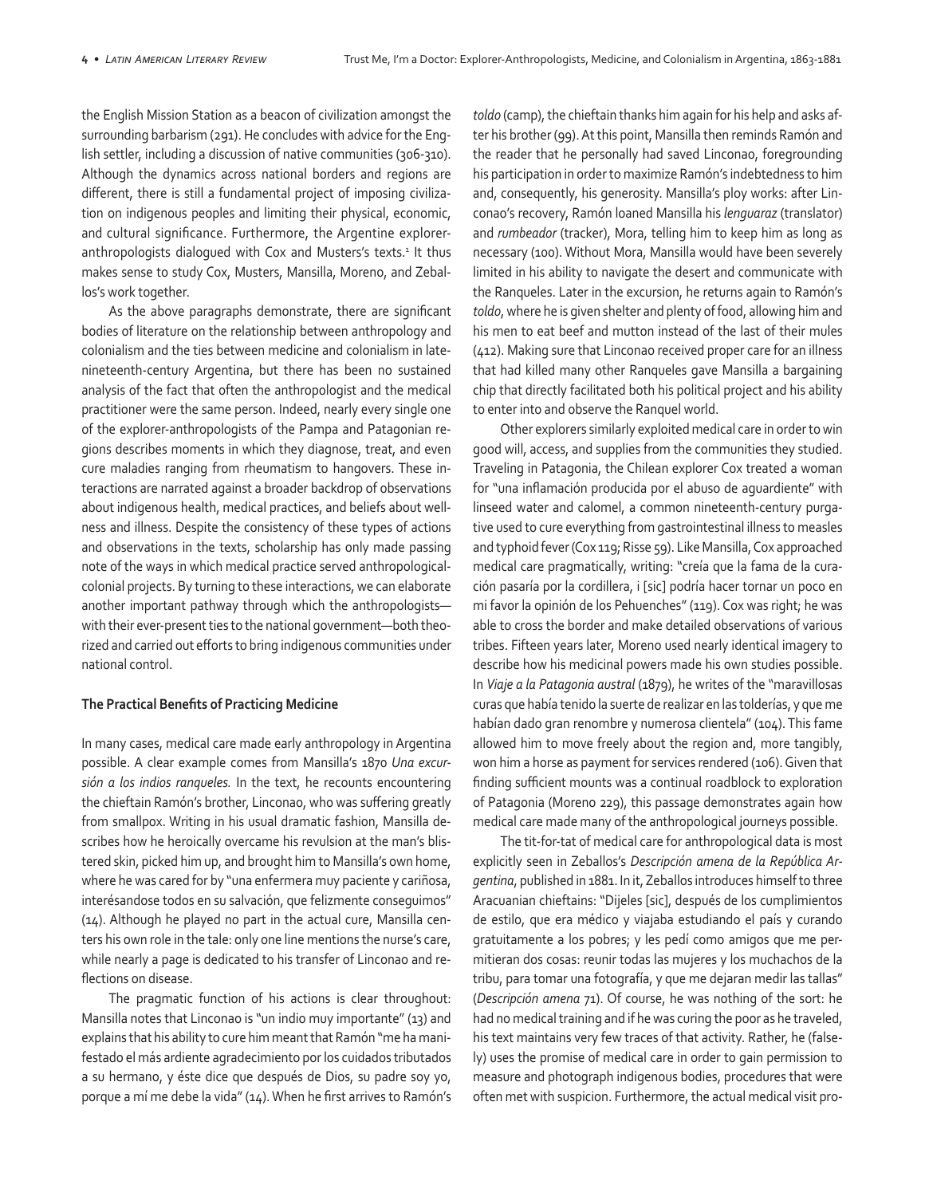the English Mission Station as a beacon of civilization amongst the surrounding barbarism (291). He concludes with advice for the English settler, including a discussion of native communities (306-310). Although the dynamics across national borders and regions are different, there is still a fundamental project of imposing civilization on indigenous peoples and limiting their physical, economic, and cultural significance. Furthermore, the Argentine explorer-anthropologists dialogued with Cox and Musters's texts.[1] It thus makes sense to study Cox, Musters, Mansilla, Moreno, and Zeballos's work together.

As the above paragraphs demonstrate, there are significant bodies of literature on the relationship between anthropology and colonialism and the ties between medicine and colonialism in late-nineteenth-century Argentina, but there has been no sustained analysis of the fact that often the anthropologist and the medical practitioner were the same person. Indeed, nearly every single one of the explorer-anthropologists of the Pampa and Patagonian regions describes moments in which they diagnose, treat, and even cure maladies ranging from rheumatism to hangovers. These interactions are narrated against a broader backdrop of observations about indigenous health, medical practices, and beliefs about wellness and illness. Despite the consistency of these types of actions and observations in the texts, scholarship has only made passing note of the ways in which medical practice served anthropological-colonial projects. By turning to these interactions, we can elaborate another important pathway through which the anthropologists—with their ever-present ties to the national government—both theorized and carried out efforts to bring indigenous communities under national control.

**The Practical Benefits of Practicing Medicine**

In many cases, medical care made early anthropology in Argentina possible. A clear example comes from Mansilla's 1870 *Una excursión a los indios ranqueles.* In the text, he recounts encountering the chieftain Ramón's brother, Linconao, who was suffering greatly from smallpox. Writing in his usual dramatic fashion, Mansilla describes how he heroically overcame his revulsion at the man's blistered skin, picked him up, and brought him to Mansilla's own home, where he was cared for by "una enfermera muy paciente y cariñosa, interésandose todos en su salvación, que felizmente conseguimos" (14). Although he played no part in the actual cure, Mansilla centers his own role in the tale: only one line mentions the nurse's care, while nearly a page is dedicated to his transfer of Linconao and reflections on disease.

The pragmatic function of his actions is clear throughout: Mansilla notes that Linconao is "un indio muy importante" (13) and explains that his ability to cure him meant that Ramón "me ha manifestado el más ardiente agradecimiento por los cuidados tributados a su hermano, y éste dice que después de Dios, su padre soy yo, porque a mí me debe la vida" (14). When he first arrives to Ramón's *toldo* (camp), the chieftain thanks him again for his help and asks after his brother (99). At this point, Mansilla then reminds Ramón and the reader that he personally had saved Linconao, foregrounding his participation in order to maximize Ramón's indebtedness to him and, consequently, his generosity. Mansilla's ploy works: after Linconao's recovery, Ramón loaned Mansilla his *lenguaraz* (translator) and *rumbeador* (tracker), Mora, telling him to keep him as long as necessary (100). Without Mora, Mansilla would have been severely limited in his ability to navigate the desert and communicate with the Ranqueles. Later in the excursion, he returns again to Ramón's *toldo*, where he is given shelter and plenty of food, allowing him and his men to eat beef and mutton instead of the last of their mules (412). Making sure that Linconao received proper care for an illness that had killed many other Ranqueles gave Mansilla a bargaining chip that directly facilitated both his political project and his ability to enter into and observe the Ranquel world.

Other explorers similarly exploited medical care in order to win good will, access, and supplies from the communities they studied. Traveling in Patagonia, the Chilean explorer Cox treated a woman for "una inflamación producida por el abuso de aguardiente" with linseed water and calomel, a common nineteenth-century purgative used to cure everything from gastrointestinal illness to measles and typhoid fever (Cox 119; Risse 59). Like Mansilla, Cox approached medical care pragmatically, writing: "creía que la fama de la curación pasaría por la cordillera, i [sic] podría hacer tornar un poco en mi favor la opinión de los Pehuenches" (119). Cox was right; he was able to cross the border and make detailed observations of various tribes. Fifteen years later, Moreno used nearly identical imagery to describe how his medicinal powers made his own studies possible. In *Viaje a la Patagonia austral* (1879), he writes of the "maravillosas curas que había tenido la suerte de realizar en las tolderías, y que me habían dado gran renombre y numerosa clientela" (104). This fame allowed him to move freely about the region and, more tangibly, won him a horse as payment for services rendered (106). Given that finding sufficient mounts was a continual roadblock to exploration of Patagonia (Moreno 229), this passage demonstrates again how medical care made many of the anthropological journeys possible.

The tit-for-tat of medical care for anthropological data is most explicitly seen in Zeballos's *Descripción amena de la República Argentina*, published in 1881. In it, Zeballos introduces himself to three Aracuanian chieftains: "Dijeles [sic], después de los cumplimientos de estilo, que era médico y viajaba estudiando el país y curando gratuitamente a los pobres; y les pedí como amigos que me permitieran dos cosas: reunir todas las mujeres y los muchachos de la tribu, para tomar una fotografía, y que me dejaran medir las tallas" (*Descripción amena* 71). Of course, he was nothing of the sort: he had no medical training and if he was curing the poor as he traveled, his text maintains very few traces of that activity. Rather, he (falsely) uses the promise of medical care in order to gain permission to measure and photograph indigenous bodies, procedures that were often met with suspicion. Furthermore, the actual medical visit pro-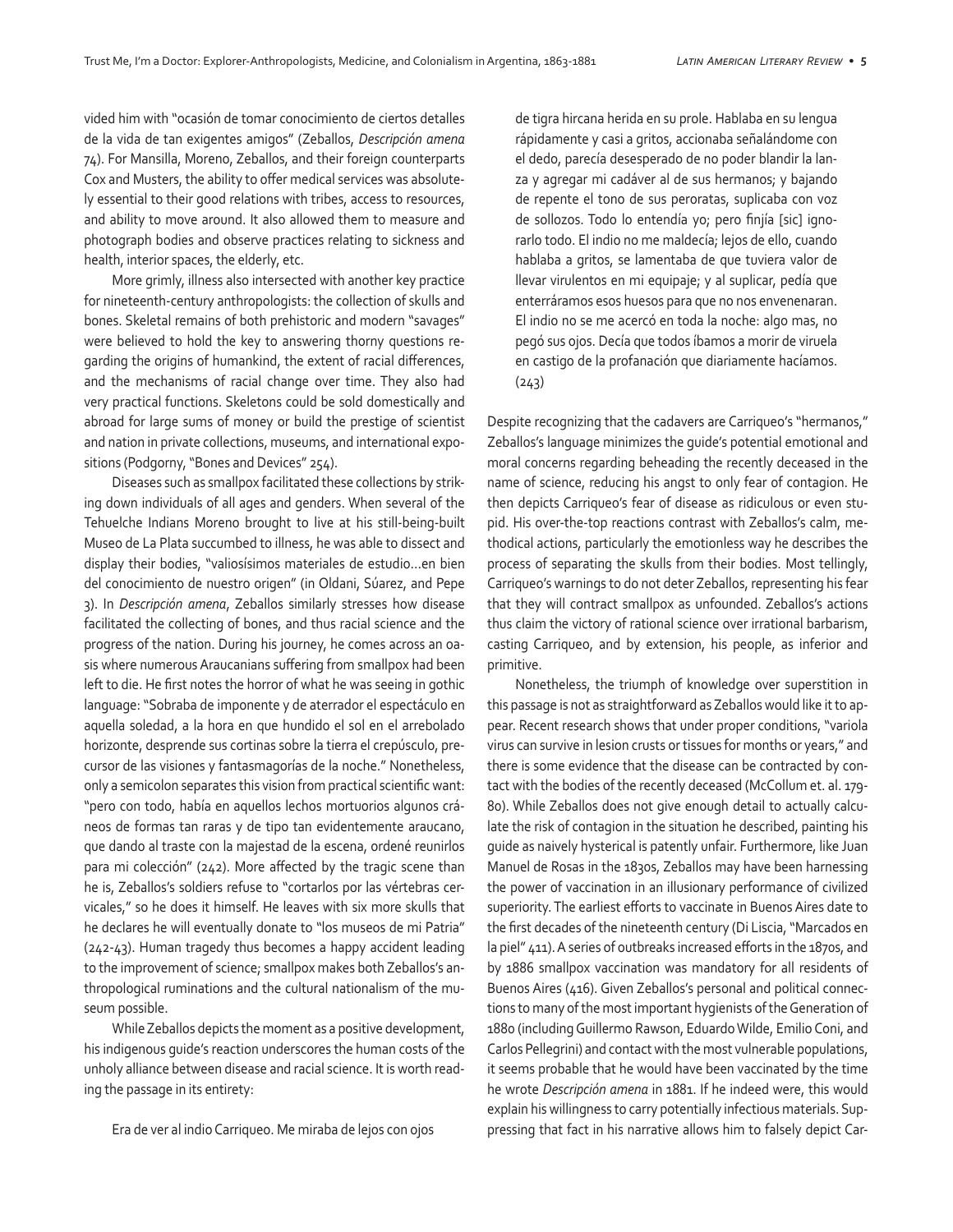vided him with "ocasión de tomar conocimiento de ciertos detalles de la vida de tan exigentes amigos" (Zeballos, *Descripción amena* 74). For Mansilla, Moreno, Zeballos, and their foreign counterparts Cox and Musters, the ability to offer medical services was absolutely essential to their good relations with tribes, access to resources, and ability to move around. It also allowed them to measure and photograph bodies and observe practices relating to sickness and health, interior spaces, the elderly, etc.

More grimly, illness also intersected with another key practice for nineteenth-century anthropologists: the collection of skulls and bones. Skeletal remains of both prehistoric and modern "savages" were believed to hold the key to answering thorny questions regarding the origins of humankind, the extent of racial differences, and the mechanisms of racial change over time. They also had very practical functions. Skeletons could be sold domestically and abroad for large sums of money or build the prestige of scientist and nation in private collections, museums, and international expositions (Podgorny, "Bones and Devices" 254).

Diseases such as smallpox facilitated these collections by striking down individuals of all ages and genders. When several of the Tehuelche Indians Moreno brought to live at his still-being-built Museo de La Plata succumbed to illness, he was able to dissect and display their bodies, "valiosísimos materiales de estudio…en bien del conocimiento de nuestro origen" (in Oldani, Súarez, and Pepe 3). In *Descripción amena*, Zeballos similarly stresses how disease facilitated the collecting of bones, and thus racial science and the progress of the nation. During his journey, he comes across an oasis where numerous Araucanians suffering from smallpox had been left to die. He first notes the horror of what he was seeing in gothic language: "Sobraba de imponente y de aterrador el espectáculo en aquella soledad, a la hora en que hundido el sol en el arrebolado horizonte, desprende sus cortinas sobre la tierra el crepúsculo, precursor de las visiones y fantasmagorías de la noche." Nonetheless, only a semicolon separates this vision from practical scientific want: "pero con todo, había en aquellos lechos mortuorios algunos cráneos de formas tan raras y de tipo tan evidentemente araucano, que dando al traste con la majestad de la escena, ordené reunirlos para mi colección" (242). More affected by the tragic scene than he is, Zeballos's soldiers refuse to "cortarlos por las vértebras cervicales," so he does it himself. He leaves with six more skulls that he declares he will eventually donate to "los museos de mi Patria" (242-43). Human tragedy thus becomes a happy accident leading to the improvement of science; smallpox makes both Zeballos's anthropological ruminations and the cultural nationalism of the museum possible.

While Zeballos depicts the moment as a positive development, his indigenous guide's reaction underscores the human costs of the unholy alliance between disease and racial science. It is worth reading the passage in its entirety:

> Era de ver al indio Carriqueo. Me miraba de lejos con ojos de tigra hircana herida en su prole. Hablaba en su lengua rápidamente y casi a gritos, accionaba señalándome con el dedo, parecía desesperado de no poder blandir la lanza y agregar mi cadáver al de sus hermanos; y bajando de repente el tono de sus peroratas, suplicaba con voz de sollozos. Todo lo entendía yo; pero finjía [sic] ignorarlo todo. El indio no me maldecía; lejos de ello, cuando hablaba a gritos, se lamentaba de que tuviera valor de llevar virulentos en mi equipaje; y al suplicar, pedía que enterráramos esos huesos para que no nos envenenaran. El indio no se me acercó en toda la noche: algo mas, no pegó sus ojos. Decía que todos íbamos a morir de viruela en castigo de la profanación que diariamente hacíamos. (243)

Despite recognizing that the cadavers are Carriqueo's "hermanos," Zeballos's language minimizes the guide's potential emotional and moral concerns regarding beheading the recently deceased in the name of science, reducing his angst to only fear of contagion. He then depicts Carriqueo's fear of disease as ridiculous or even stupid. His over-the-top reactions contrast with Zeballos's calm, methodical actions, particularly the emotionless way he describes the process of separating the skulls from their bodies. Most tellingly, Carriqueo's warnings to do not deter Zeballos, representing his fear that they will contract smallpox as unfounded. Zeballos's actions thus claim the victory of rational science over irrational barbarism, casting Carriqueo, and by extension, his people, as inferior and primitive.

Nonetheless, the triumph of knowledge over superstition in this passage is not as straightforward as Zeballos would like it to appear. Recent research shows that under proper conditions, "variola virus can survive in lesion crusts or tissues for months or years," and there is some evidence that the disease can be contracted by contact with the bodies of the recently deceased (McCollum et. al. 179-80). While Zeballos does not give enough detail to actually calculate the risk of contagion in the situation he described, painting his guide as naively hysterical is patently unfair. Furthermore, like Juan Manuel de Rosas in the 1830s, Zeballos may have been harnessing the power of vaccination in an illusionary performance of civilized superiority. The earliest efforts to vaccinate in Buenos Aires date to the first decades of the nineteenth century (Di Liscia, "Marcados en la piel" 411). A series of outbreaks increased efforts in the 1870s, and by 1886 smallpox vaccination was mandatory for all residents of Buenos Aires (416). Given Zeballos's personal and political connections to many of the most important hygienists of the Generation of 1880 (including Guillermo Rawson, Eduardo Wilde, Emilio Coni, and Carlos Pellegrini) and contact with the most vulnerable populations, it seems probable that he would have been vaccinated by the time he wrote *Descripción amena* in 1881. If he indeed were, this would explain his willingness to carry potentially infectious materials. Suppressing that fact in his narrative allows him to falsely depict Car-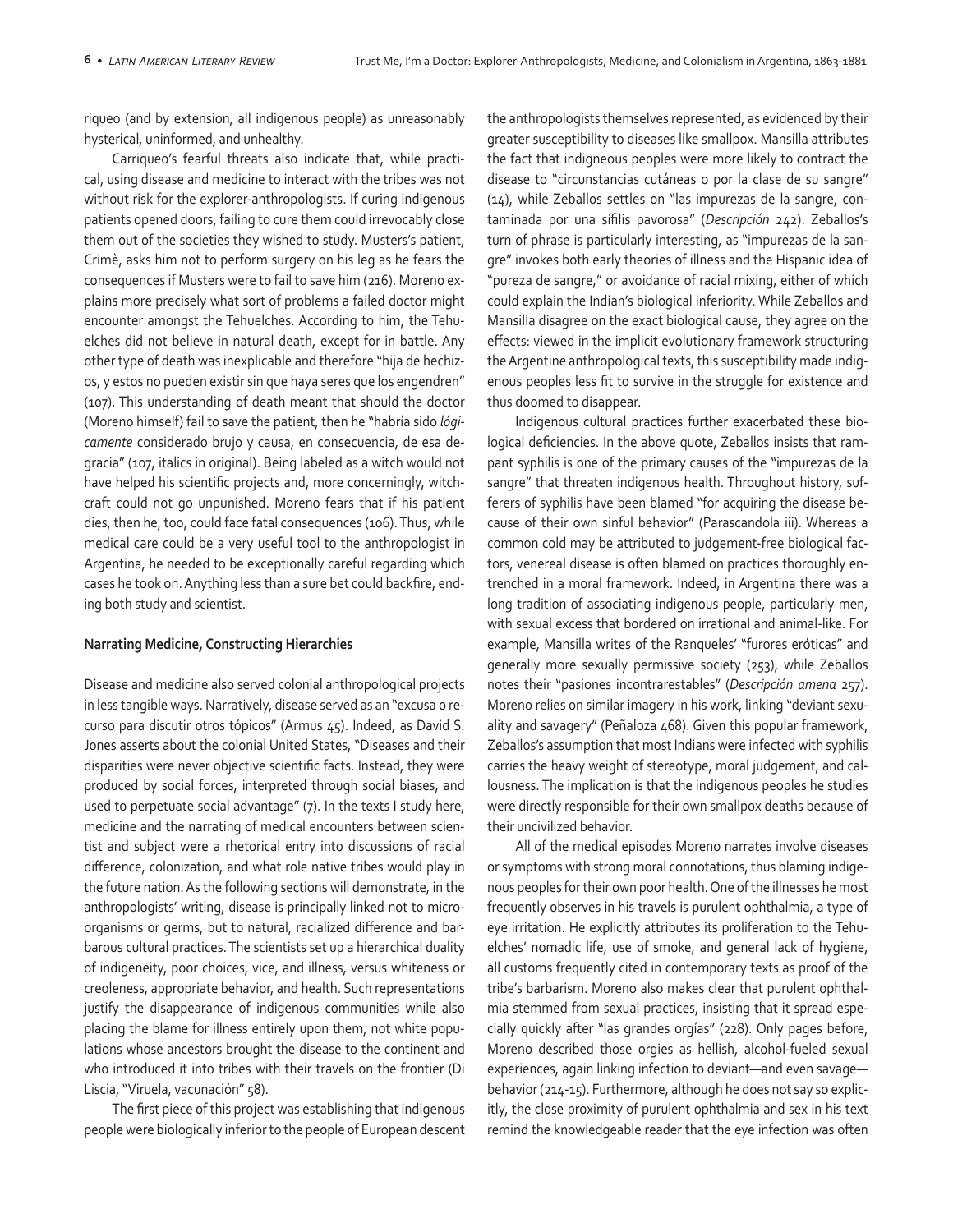riqueo (and by extension, all indigenous people) as unreasonably hysterical, uninformed, and unhealthy.

Carriqueo's fearful threats also indicate that, while practical, using disease and medicine to interact with the tribes was not without risk for the explorer-anthropologists. If curing indigenous patients opened doors, failing to cure them could irrevocably close them out of the societies they wished to study. Musters's patient, Crimè, asks him not to perform surgery on his leg as he fears the consequences if Musters were to fail to save him (216). Moreno explains more precisely what sort of problems a failed doctor might encounter amongst the Tehuelches. According to him, the Tehuelches did not believe in natural death, except for in battle. Any other type of death was inexplicable and therefore "hija de hechizos, y estos no pueden existir sin que haya seres que los engendren" (107). This understanding of death meant that should the doctor (Moreno himself) fail to save the patient, then he "habría sido *lógicamente* considerado brujo y causa, en consecuencia, de esa desgracia" (107, italics in original). Being labeled as a witch would not have helped his scientific projects and, more concerningly, witchcraft could not go unpunished. Moreno fears that if his patient dies, then he, too, could face fatal consequences (106). Thus, while medical care could be a very useful tool to the anthropologist in Argentina, he needed to be exceptionally careful regarding which cases he took on. Anything less than a sure bet could backfire, ending both study and scientist.

**Narrating Medicine, Constructing Hierarchies**

Disease and medicine also served colonial anthropological projects in less tangible ways. Narratively, disease served as an "excusa o recurso para discutir otros tópicos" (Armus 45). Indeed, as David S. Jones asserts about the colonial United States, "Diseases and their disparities were never objective scientific facts. Instead, they were produced by social forces, interpreted through social biases, and used to perpetuate social advantage" (7). In the texts I study here, medicine and the narrating of medical encounters between scientist and subject were a rhetorical entry into discussions of racial difference, colonization, and what role native tribes would play in the future nation. As the following sections will demonstrate, in the anthropologists' writing, disease is principally linked not to microorganisms or germs, but to natural, racialized difference and barbarous cultural practices. The scientists set up a hierarchical duality of indigeneity, poor choices, vice, and illness, versus whiteness or creoleness, appropriate behavior, and health. Such representations justify the disappearance of indigenous communities while also placing the blame for illness entirely upon them, not white populations whose ancestors brought the disease to the continent and who introduced it into tribes with their travels on the frontier (Di Liscia, "Viruela, vacunación" 58).

The first piece of this project was establishing that indigenous people were biologically inferior to the people of European descent the anthropologists themselves represented, as evidenced by their greater susceptibility to diseases like smallpox. Mansilla attributes the fact that indigneous peoples were more likely to contract the disease to "circunstancias cutáneas o por la clase de su sangre" (14), while Zeballos settles on "las impurezas de la sangre, contaminada por una sífilis pavorosa" (*Descripción* 242). Zeballos's turn of phrase is particularly interesting, as "impurezas de la sangre" invokes both early theories of illness and the Hispanic idea of "pureza de sangre," or avoidance of racial mixing, either of which could explain the Indian's biological inferiority. While Zeballos and Mansilla disagree on the exact biological cause, they agree on the effects: viewed in the implicit evolutionary framework structuring the Argentine anthropological texts, this susceptibility made indigenous peoples less fit to survive in the struggle for existence and thus doomed to disappear.

Indigenous cultural practices further exacerbated these biological deficiencies. In the above quote, Zeballos insists that rampant syphilis is one of the primary causes of the "impurezas de la sangre" that threaten indigenous health. Throughout history, sufferers of syphilis have been blamed "for acquiring the disease because of their own sinful behavior" (Parascandola iii). Whereas a common cold may be attributed to judgement-free biological factors, venereal disease is often blamed on practices thoroughly entrenched in a moral framework. Indeed, in Argentina there was a long tradition of associating indigenous people, particularly men, with sexual excess that bordered on irrational and animal-like. For example, Mansilla writes of the Ranqueles' "furores eróticas" and generally more sexually permissive society (253), while Zeballos notes their "pasiones incontrarestables" (*Descripción amena* 257). Moreno relies on similar imagery in his work, linking "deviant sexuality and savagery" (Peñaloza 468). Given this popular framework, Zeballos's assumption that most Indians were infected with syphilis carries the heavy weight of stereotype, moral judgement, and callousness. The implication is that the indigenous peoples he studies were directly responsible for their own smallpox deaths because of their uncivilized behavior.

All of the medical episodes Moreno narrates involve diseases or symptoms with strong moral connotations, thus blaming indigenous peoples for their own poor health. One of the illnesses he most frequently observes in his travels is purulent ophthalmia, a type of eye irritation. He explicitly attributes its proliferation to the Tehuelches' nomadic life, use of smoke, and general lack of hygiene, all customs frequently cited in contemporary texts as proof of the tribe's barbarism. Moreno also makes clear that purulent ophthalmia stemmed from sexual practices, insisting that it spread especially quickly after "las grandes orgías" (228). Only pages before, Moreno described those orgies as hellish, alcohol-fueled sexual experiences, again linking infection to deviant—and even savage—behavior (214-15). Furthermore, although he does not say so explicitly, the close proximity of purulent ophthalmia and sex in his text remind the knowledgeable reader that the eye infection was often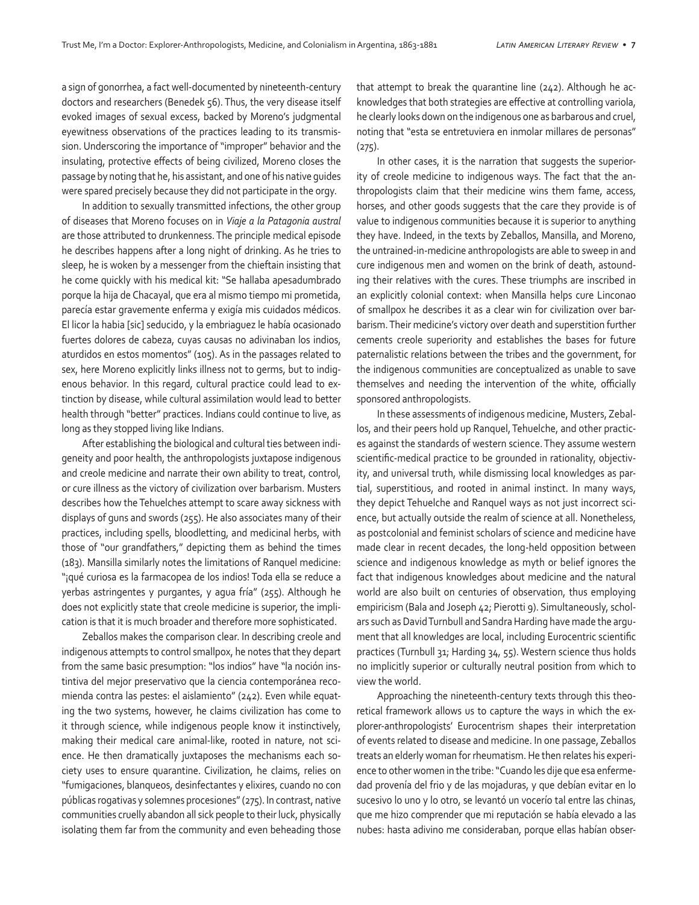a sign of gonorrhea, a fact well-documented by nineteenth-century doctors and researchers (Benedek 56). Thus, the very disease itself evoked images of sexual excess, backed by Moreno's judgmental eyewitness observations of the practices leading to its transmission. Underscoring the importance of "improper" behavior and the insulating, protective effects of being civilized, Moreno closes the passage by noting that he, his assistant, and one of his native guides were spared precisely because they did not participate in the orgy.

In addition to sexually transmitted infections, the other group of diseases that Moreno focuses on in *Viaje a la Patagonia austral* are those attributed to drunkenness. The principle medical episode he describes happens after a long night of drinking. As he tries to sleep, he is woken by a messenger from the chieftain insisting that he come quickly with his medical kit: "Se hallaba apesadumbrado porque la hija de Chacayal, que era al mismo tiempo mi prometida, parecía estar gravemente enferma y exigía mis cuidados médicos. El licor la habia [sic] seducido, y la embriaguez le había ocasionado fuertes dolores de cabeza, cuyas causas no adivinaban los indios, aturdidos en estos momentos" (105). As in the passages related to sex, here Moreno explicitly links illness not to germs, but to indigenous behavior. In this regard, cultural practice could lead to extinction by disease, while cultural assimilation would lead to better health through "better" practices. Indians could continue to live, as long as they stopped living like Indians.

After establishing the biological and cultural ties between indigeneity and poor health, the anthropologists juxtapose indigenous and creole medicine and narrate their own ability to treat, control, or cure illness as the victory of civilization over barbarism. Musters describes how the Tehuelches attempt to scare away sickness with displays of guns and swords (255). He also associates many of their practices, including spells, bloodletting, and medicinal herbs, with those of "our grandfathers," depicting them as behind the times (183). Mansilla similarly notes the limitations of Ranquel medicine: "¡qué curiosa es la farmacopea de los indios! Toda ella se reduce a yerbas astringentes y purgantes, y agua fría" (255). Although he does not explicitly state that creole medicine is superior, the implication is that it is much broader and therefore more sophisticated.

Zeballos makes the comparison clear. In describing creole and indigenous attempts to control smallpox, he notes that they depart from the same basic presumption: "los indios" have "la noción instintiva del mejor preservativo que la ciencia contemporánea recomienda contra las pestes: el aislamiento" (242). Even while equating the two systems, however, he claims civilization has come to it through science, while indigenous people know it instinctively, making their medical care animal-like, rooted in nature, not science. He then dramatically juxtaposes the mechanisms each society uses to ensure quarantine. Civilization, he claims, relies on "fumigaciones, blanqueos, desinfectantes y elixires, cuando no con públicas rogativas y solemnes procesiones" (275). In contrast, native communities cruelly abandon all sick people to their luck, physically isolating them far from the community and even beheading those that attempt to break the quarantine line (242). Although he acknowledges that both strategies are effective at controlling variola, he clearly looks down on the indigenous one as barbarous and cruel, noting that "esta se entretuviera en inmolar millares de personas" (275).

In other cases, it is the narration that suggests the superiority of creole medicine to indigenous ways. The fact that the anthropologists claim that their medicine wins them fame, access, horses, and other goods suggests that the care they provide is of value to indigenous communities because it is superior to anything they have. Indeed, in the texts by Zeballos, Mansilla, and Moreno, the untrained-in-medicine anthropologists are able to sweep in and cure indigenous men and women on the brink of death, astounding their relatives with the cures. These triumphs are inscribed in an explicitly colonial context: when Mansilla helps cure Linconao of smallpox he describes it as a clear win for civilization over barbarism. Their medicine's victory over death and superstition further cements creole superiority and establishes the bases for future paternalistic relations between the tribes and the government, for the indigenous communities are conceptualized as unable to save themselves and needing the intervention of the white, officially sponsored anthropologists.

In these assessments of indigenous medicine, Musters, Zeballos, and their peers hold up Ranquel, Tehuelche, and other practices against the standards of western science. They assume western scientific-medical practice to be grounded in rationality, objectivity, and universal truth, while dismissing local knowledges as partial, superstitious, and rooted in animal instinct. In many ways, they depict Tehuelche and Ranquel ways as not just incorrect science, but actually outside the realm of science at all. Nonetheless, as postcolonial and feminist scholars of science and medicine have made clear in recent decades, the long-held opposition between science and indigenous knowledge as myth or belief ignores the fact that indigenous knowledges about medicine and the natural world are also built on centuries of observation, thus employing empiricism (Bala and Joseph 42; Pierotti 9). Simultaneously, scholars such as David Turnbull and Sandra Harding have made the argument that all knowledges are local, including Eurocentric scientific practices (Turnbull 31; Harding 34, 55). Western science thus holds no implicitly superior or culturally neutral position from which to view the world.

Approaching the nineteenth-century texts through this theoretical framework allows us to capture the ways in which the explorer-anthropologists' Eurocentrism shapes their interpretation of events related to disease and medicine. In one passage, Zeballos treats an elderly woman for rheumatism. He then relates his experience to other women in the tribe: "Cuando les dije que esa enfermedad provenía del frio y de las mojaduras, y que debían evitar en lo sucesivo lo uno y lo otro, se levantó un vocerío tal entre las chinas, que me hizo comprender que mi reputación se había elevado a las nubes: hasta adivino me consideraban, porque ellas habían obser-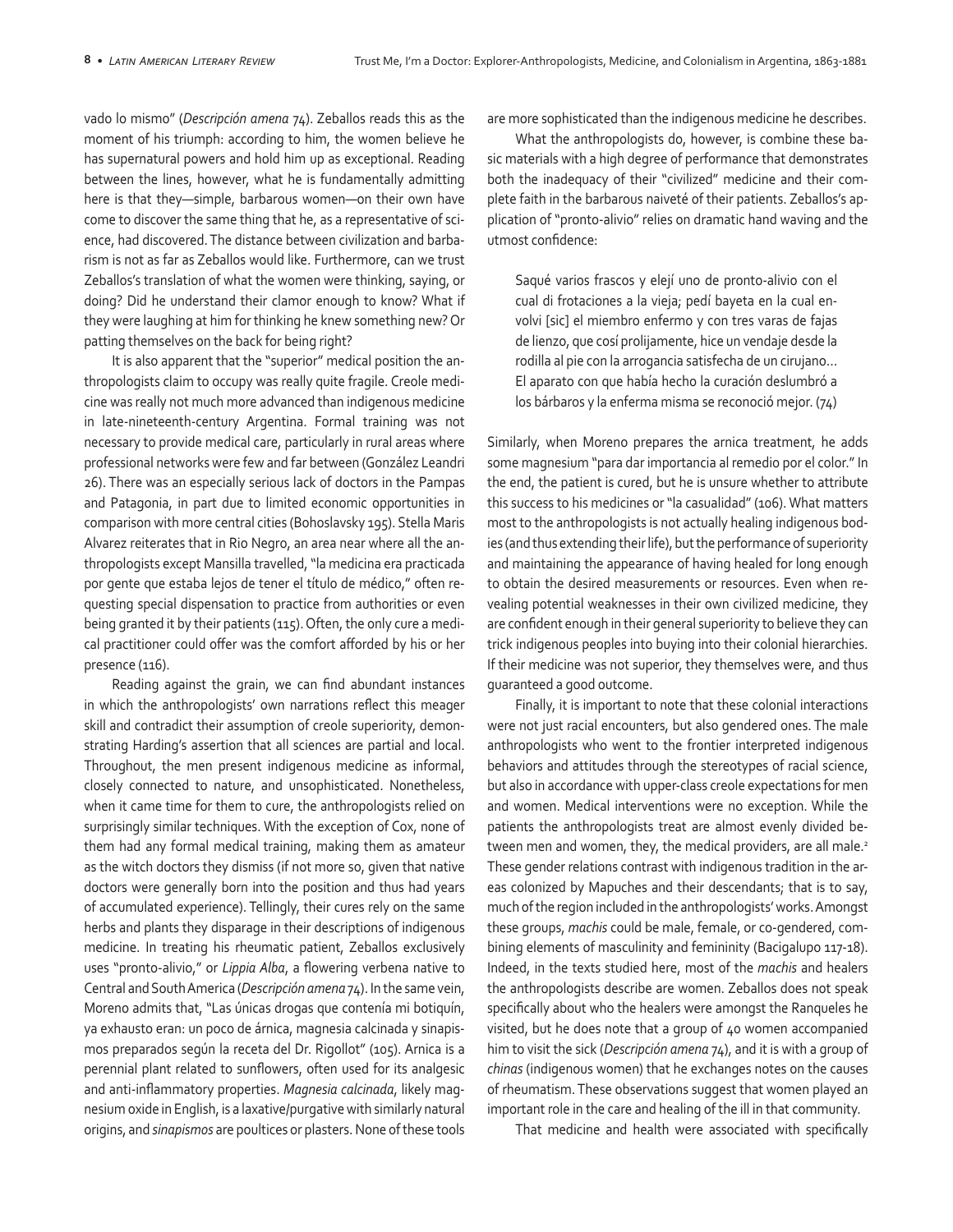vado lo mismo" (*Descripción amena* 74). Zeballos reads this as the moment of his triumph: according to him, the women believe he has supernatural powers and hold him up as exceptional. Reading between the lines, however, what he is fundamentally admitting here is that they—simple, barbarous women—on their own have come to discover the same thing that he, as a representative of science, had discovered. The distance between civilization and barbarism is not as far as Zeballos would like. Furthermore, can we trust Zeballos's translation of what the women were thinking, saying, or doing? Did he understand their clamor enough to know? What if they were laughing at him for thinking he knew something new? Or patting themselves on the back for being right?

It is also apparent that the "superior" medical position the anthropologists claim to occupy was really quite fragile. Creole medicine was really not much more advanced than indigenous medicine in late-nineteenth-century Argentina. Formal training was not necessary to provide medical care, particularly in rural areas where professional networks were few and far between (González Leandri 26). There was an especially serious lack of doctors in the Pampas and Patagonia, in part due to limited economic opportunities in comparison with more central cities (Bohoslavsky 195). Stella Maris Alvarez reiterates that in Rio Negro, an area near where all the anthropologists except Mansilla travelled, "la medicina era practicada por gente que estaba lejos de tener el título de médico," often requesting special dispensation to practice from authorities or even being granted it by their patients (115). Often, the only cure a medical practitioner could offer was the comfort afforded by his or her presence (116).

Reading against the grain, we can find abundant instances in which the anthropologists' own narrations reflect this meager skill and contradict their assumption of creole superiority, demonstrating Harding's assertion that all sciences are partial and local. Throughout, the men present indigenous medicine as informal, closely connected to nature, and unsophisticated. Nonetheless, when it came time for them to cure, the anthropologists relied on surprisingly similar techniques. With the exception of Cox, none of them had any formal medical training, making them as amateur as the witch doctors they dismiss (if not more so, given that native doctors were generally born into the position and thus had years of accumulated experience). Tellingly, their cures rely on the same herbs and plants they disparage in their descriptions of indigenous medicine. In treating his rheumatic patient, Zeballos exclusively uses "pronto-alivio," or *Lippia Alba*, a flowering verbena native to Central and South America (*Descripción amena* 74). In the same vein, Moreno admits that, "Las únicas drogas que contenía mi botiquín, ya exhausto eran: un poco de árnica, magnesia calcinada y sinapismos preparados según la receta del Dr. Rigollot" (105). Arnica is a perennial plant related to sunflowers, often used for its analgesic and anti-inflammatory properties. *Magnesia calcinada*, likely magnesium oxide in English, is a laxative/purgative with similarly natural origins, and *sinapismos* are poultices or plasters. None of these tools are more sophisticated than the indigenous medicine he describes.

What the anthropologists do, however, is combine these basic materials with a high degree of performance that demonstrates both the inadequacy of their "civilized" medicine and their complete faith in the barbarous naiveté of their patients. Zeballos's application of "pronto-alivio" relies on dramatic hand waving and the utmost confidence:

> Saqué varios frascos y elejí uno de pronto-alivio con el cual di frotaciones a la vieja; pedí bayeta en la cual envolvi [sic] el miembro enfermo y con tres varas de fajas de lienzo, que cosí prolijamente, hice un vendaje desde la rodilla al pie con la arrogancia satisfecha de un cirujano... El aparato con que había hecho la curación deslumbró a los bárbaros y la enferma misma se reconoció mejor. (74)

Similarly, when Moreno prepares the arnica treatment, he adds some magnesium "para dar importancia al remedio por el color." In the end, the patient is cured, but he is unsure whether to attribute this success to his medicines or "la casualidad" (106). What matters most to the anthropologists is not actually healing indigenous bodies (and thus extending their life), but the performance of superiority and maintaining the appearance of having healed for long enough to obtain the desired measurements or resources. Even when revealing potential weaknesses in their own civilized medicine, they are confident enough in their general superiority to believe they can trick indigenous peoples into buying into their colonial hierarchies. If their medicine was not superior, they themselves were, and thus guaranteed a good outcome.

Finally, it is important to note that these colonial interactions were not just racial encounters, but also gendered ones. The male anthropologists who went to the frontier interpreted indigenous behaviors and attitudes through the stereotypes of racial science, but also in accordance with upper-class creole expectations for men and women. Medical interventions were no exception. While the patients the anthropologists treat are almost evenly divided between men and women, they, the medical providers, are all male.[2] These gender relations contrast with indigenous tradition in the areas colonized by Mapuches and their descendants; that is to say, much of the region included in the anthropologists' works. Amongst these groups, *machis* could be male, female, or co-gendered, combining elements of masculinity and femininity (Bacigalupo 117-18). Indeed, in the texts studied here, most of the *machis* and healers the anthropologists describe are women. Zeballos does not speak specifically about who the healers were amongst the Ranqueles he visited, but he does note that a group of 40 women accompanied him to visit the sick (*Descripción amena* 74), and it is with a group of *chinas* (indigenous women) that he exchanges notes on the causes of rheumatism. These observations suggest that women played an important role in the care and healing of the ill in that community.

That medicine and health were associated with specifically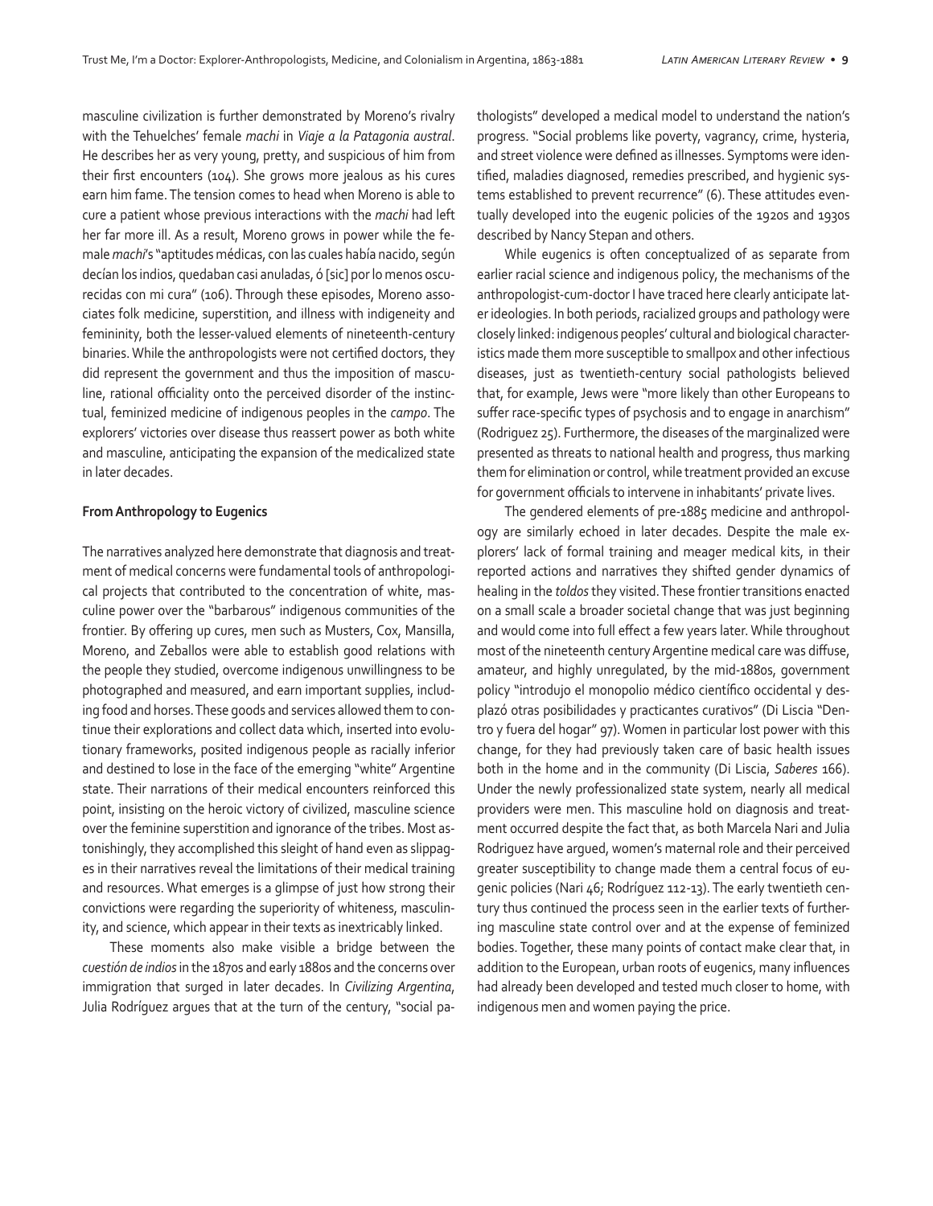masculine civilization is further demonstrated by Moreno's rivalry with the Tehuelches' female *machi* in *Viaje a la Patagonia austral*. He describes her as very young, pretty, and suspicious of him from their first encounters (104). She grows more jealous as his cures earn him fame. The tension comes to head when Moreno is able to cure a patient whose previous interactions with the *machi* had left her far more ill. As a result, Moreno grows in power while the female *machi*'s "aptitudes médicas, con las cuales había nacido, según decían los indios, quedaban casi anuladas, ó [sic] por lo menos oscurecidas con mi cura" (106). Through these episodes, Moreno associates folk medicine, superstition, and illness with indigeneity and femininity, both the lesser-valued elements of nineteenth-century binaries. While the anthropologists were not certified doctors, they did represent the government and thus the imposition of masculine, rational officiality onto the perceived disorder of the instinctual, feminized medicine of indigenous peoples in the *campo*. The explorers' victories over disease thus reassert power as both white and masculine, anticipating the expansion of the medicalized state in later decades.

**From Anthropology to Eugenics**

The narratives analyzed here demonstrate that diagnosis and treatment of medical concerns were fundamental tools of anthropological projects that contributed to the concentration of white, masculine power over the "barbarous" indigenous communities of the frontier. By offering up cures, men such as Musters, Cox, Mansilla, Moreno, and Zeballos were able to establish good relations with the people they studied, overcome indigenous unwillingness to be photographed and measured, and earn important supplies, including food and horses. These goods and services allowed them to continue their explorations and collect data which, inserted into evolutionary frameworks, posited indigenous people as racially inferior and destined to lose in the face of the emerging "white" Argentine state. Their narrations of their medical encounters reinforced this point, insisting on the heroic victory of civilized, masculine science over the feminine superstition and ignorance of the tribes. Most astonishingly, they accomplished this sleight of hand even as slippages in their narratives reveal the limitations of their medical training and resources. What emerges is a glimpse of just how strong their convictions were regarding the superiority of whiteness, masculinity, and science, which appear in their texts as inextricably linked.

These moments also make visible a bridge between the *cuestión de indios* in the 1870s and early 1880s and the concerns over immigration that surged in later decades. In *Civilizing Argentina*, Julia Rodríguez argues that at the turn of the century, "social pathologists" developed a medical model to understand the nation's progress. "Social problems like poverty, vagrancy, crime, hysteria, and street violence were defined as illnesses. Symptoms were identified, maladies diagnosed, remedies prescribed, and hygienic systems established to prevent recurrence" (6). These attitudes eventually developed into the eugenic policies of the 1920s and 1930s described by Nancy Stepan and others.

While eugenics is often conceptualized of as separate from earlier racial science and indigenous policy, the mechanisms of the anthropologist-cum-doctor I have traced here clearly anticipate later ideologies. In both periods, racialized groups and pathology were closely linked: indigenous peoples' cultural and biological characteristics made them more susceptible to smallpox and other infectious diseases, just as twentieth-century social pathologists believed that, for example, Jews were "more likely than other Europeans to suffer race-specific types of psychosis and to engage in anarchism" (Rodriguez 25). Furthermore, the diseases of the marginalized were presented as threats to national health and progress, thus marking them for elimination or control, while treatment provided an excuse for government officials to intervene in inhabitants' private lives.

The gendered elements of pre-1885 medicine and anthropology are similarly echoed in later decades. Despite the male explorers' lack of formal training and meager medical kits, in their reported actions and narratives they shifted gender dynamics of healing in the *toldos* they visited. These frontier transitions enacted on a small scale a broader societal change that was just beginning and would come into full effect a few years later. While throughout most of the nineteenth century Argentine medical care was diffuse, amateur, and highly unregulated, by the mid-1880s, government policy "introdujo el monopolio médico científico occidental y desplazó otras posibilidades y practicantes curativos" (Di Liscia "Dentro y fuera del hogar" 97). Women in particular lost power with this change, for they had previously taken care of basic health issues both in the home and in the community (Di Liscia, *Saberes* 166). Under the newly professionalized state system, nearly all medical providers were men. This masculine hold on diagnosis and treatment occurred despite the fact that, as both Marcela Nari and Julia Rodriguez have argued, women's maternal role and their perceived greater susceptibility to change made them a central focus of eugenic policies (Nari 46; Rodríguez 112-13). The early twentieth century thus continued the process seen in the earlier texts of furthering masculine state control over and at the expense of feminized bodies. Together, these many points of contact make clear that, in addition to the European, urban roots of eugenics, many influences had already been developed and tested much closer to home, with indigenous men and women paying the price.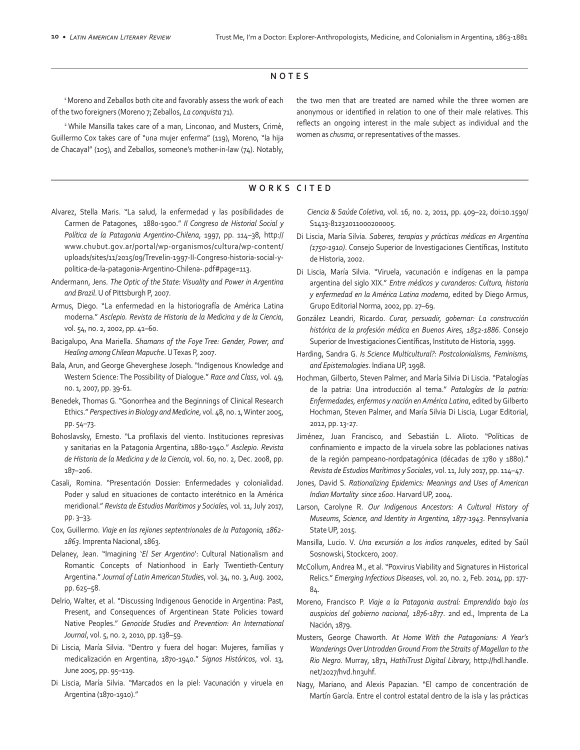## NOTES

[1] Moreno and Zeballos both cite and favorably assess the work of each of the two foreigners (Moreno 7; Zeballos, *La conquista* 71).

[2] While Mansilla takes care of a man, Linconao, and Musters, Crimè, Guillermo Cox takes care of "una mujer enferma" (119), Moreno, "la hija de Chacayal" (105), and Zeballos, someone's mother-in-law (74). Notably, the two men that are treated are named while the three women are anonymous or identified in relation to one of their male relatives. This reflects an ongoing interest in the male subject as individual and the women as *chusma*, or representatives of the masses.

## WORKS CITED

Alvarez, Stella Maris. "La salud, la enfermedad y las posibilidades de Carmen de Patagones, 1880-1900." *II Congreso de Historial Social y Política de la Patagonia Argentino-Chilena*, 1997, pp. 114–38, http://www.chubut.gov.ar/portal/wp-organismos/cultura/wp-content/uploads/sites/11/2015/09/Trevelin-1997-II-Congreso-historia-social-y-politica-de-la-patagonia-Argentino-Chilena-.pdf#page=113.

Andermann, Jens. *The Optic of the State: Visuality and Power in Argentina and Brazil*. U of Pittsburgh P, 2007.

Armus, Diego. "La enfermedad en la historiografía de América Latina moderna." *Asclepio. Revista de Historia de la Medicina y de la Ciencia*, vol. 54, no. 2, 2002, pp. 41–60.

Bacigalupo, Ana Mariella. *Shamans of the Foye Tree: Gender, Power, and Healing among Chilean Mapuche*. U Texas P, 2007.

Bala, Arun, and George Gheverghese Joseph. "Indigenous Knowledge and Western Science: The Possibility of Dialogue." *Race and Class*, vol. 49, no. 1, 2007, pp. 39-61.

Benedek, Thomas G. "Gonorrhea and the Beginnings of Clinical Research Ethics." *Perspectives in Biology and Medicine*, vol. 48, no. 1, Winter 2005, pp. 54–73.

Bohoslavsky, Ernesto. "La profilaxis del viento. Instituciones represivas y sanitarias en la Patagonia Argentina, 1880-1940." *Asclepio. Revista de Historia de la Medicina y de la Ciencia*, vol. 60, no. 2, Dec. 2008, pp. 187–206.

Casali, Romina. "Presentación Dossier: Enfermedades y colonialidad. Poder y salud en situaciones de contacto interétnico en la América meridional." *Revista de Estudios Marítimos y Sociales*, vol. 11, July 2017, pp. 3–33.

Cox, Guillermo. *Viaje en las rejiones septentrionales de la Patagonia, 1862-1863*. Imprenta Nacional, 1863.

Delaney, Jean. "Imagining '*El Ser Argentino*': Cultural Nationalism and Romantic Concepts of Nationhood in Early Twentieth-Century Argentina." *Journal of Latin American Studies*, vol. 34, no. 3, Aug. 2002, pp. 625–58.

Delrio, Walter, et al. "Discussing Indigenous Genocide in Argentina: Past, Present, and Consequences of Argentinean State Policies toward Native Peoples." *Genocide Studies and Prevention: An International Journal*, vol. 5, no. 2, 2010, pp. 138–59.

Di Liscia, María Silvia. "Dentro y fuera del hogar: Mujeres, familias y medicalización en Argentina, 1870-1940." *Signos Históricos*, vol. 13, June 2005, pp. 95–119.

Di Liscia, María Silvia. "Marcados en la piel: Vacunación y viruela en Argentina (1870-1910)." *Ciencia & Saúde Coletiva*, vol. 16, no. 2, 2011, pp. 409–22, doi:10.1590/S1413-81232011000200005.

Di Liscia, María Silvia. *Saberes, terapias y prácticas médicas en Argentina (1750-1910)*. Consejo Superior de Investigaciones Científicas, Instituto de Historia, 2002.

Di Liscia, María Silvia. "Viruela, vacunación e indígenas en la pampa argentina del siglo XIX." *Entre médicos y curanderos: Cultura, historia y enfermedad en la América Latina moderna*, edited by Diego Armus, Grupo Editorial Norma, 2002, pp. 27–69.

González Leandri, Ricardo. *Curar, persuadir, gobernar: La construcción histórica de la profesión médica en Buenos Aires, 1852-1886*. Consejo Superior de Investigaciones Científicas, Instituto de Historia, 1999.

Harding, Sandra G. *Is Science Multicultural?: Postcolonialisms, Feminisms, and Epistemologies*. Indiana UP, 1998.

Hochman, Gilberto, Steven Palmer, and María Silvia Di Liscia. "Patalogías de la patria: Una introducción al tema." *Patalogías de la patria: Enfermedades, enfermos y nación en América Latina*, edited by Gilberto Hochman, Steven Palmer, and María Silvia Di Liscia, Lugar Editorial, 2012, pp. 13-27.

Jiménez, Juan Francisco, and Sebastián L. Alioto. "Políticas de confinamiento e impacto de la viruela sobre las poblaciones nativas de la región pampeano-nordpatagónica (décadas de 1780 y 1880)." *Revista de Estudios Marítimos y Sociales*, vol. 11, July 2017, pp. 114–47.

Jones, David S. *Rationalizing Epidemics: Meanings and Uses of American Indian Mortality since 1600*. Harvard UP, 2004.

Larson, Carolyne R. *Our Indigenous Ancestors: A Cultural History of Museums, Science, and Identity in Argentina, 1877-1943*. Pennsylvania State UP, 2015.

Mansilla, Lucio. V. *Una excursión a los indios ranqueles*, edited by Saúl Sosnowski, Stockcero, 2007.

McCollum, Andrea M., et al. "Poxvirus Viability and Signatures in Historical Relics." *Emerging Infectious Diseases*, vol. 20, no. 2, Feb. 2014, pp. 177-84.

Moreno, Francisco P. *Viaje a la Patagonia austral: Emprendido bajo los auspicios del gobierno nacional, 1876-1877*. 2nd ed., Imprenta de La Nación, 1879.

Musters, George Chaworth. *At Home With the Patagonians: A Year's Wanderings Over Untrodden Ground From the Straits of Magellan to the Rio Negro*. Murray, 1871, *HathiTrust Digital Library*, http://hdl.handle.net/2027/hvd.hn3uhf.

Nagy, Mariano, and Alexis Papazian. "El campo de concentración de Martín García. Entre el control estatal dentro de la isla y las prácticas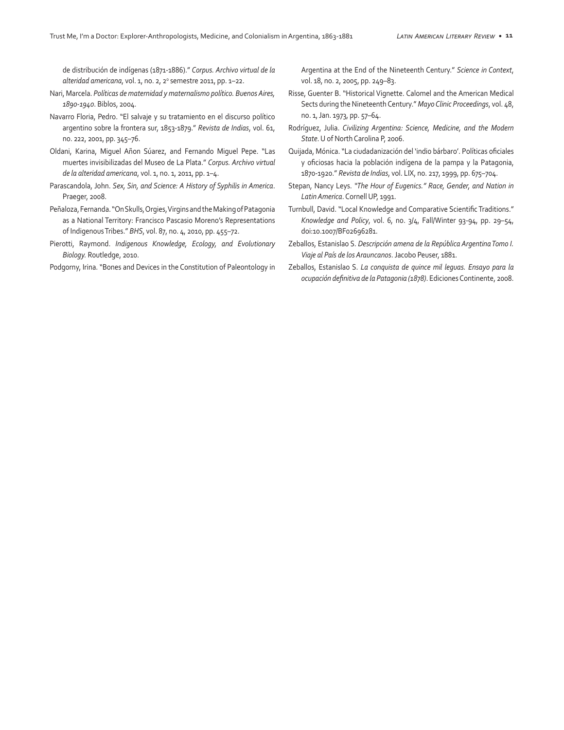de distribución de indígenas (1871-1886)." *Corpus. Archivo virtual de la alteridad americana*, vol. 1, no. 2, 2° semestre 2011, pp. 1–22.

Nari, Marcela. *Políticas de maternidad y maternalismo político. Buenos Aires, 1890-1940*. Biblos, 2004.

Navarro Floria, Pedro. "El salvaje y su tratamiento en el discurso político argentino sobre la frontera sur, 1853-1879." *Revista de Indias*, vol. 61, no. 222, 2001, pp. 345–76.

Oldani, Karina, Miguel Añon Súarez, and Fernando Miguel Pepe. "Las muertes invisibilizadas del Museo de La Plata." *Corpus. Archivo virtual de la alteridad americana*, vol. 1, no. 1, 2011, pp. 1–4.

Parascandola, John. *Sex, Sin, and Science: A History of Syphilis in America*. Praeger, 2008.

Peñaloza, Fernanda. "On Skulls, Orgies, Virgins and the Making of Patagonia as a National Territory: Francisco Pascasio Moreno's Representations of Indigenous Tribes." *BHS*, vol. 87, no. 4, 2010, pp. 455–72.

Pierotti, Raymond. *Indigenous Knowledge, Ecology, and Evolutionary Biology*. Routledge, 2010.

Podgorny, Irina. "Bones and Devices in the Constitution of Paleontology in Argentina at the End of the Nineteenth Century." *Science in Context*, vol. 18, no. 2, 2005, pp. 249–83.

Risse, Guenter B. "Historical Vignette. Calomel and the American Medical Sects during the Nineteenth Century." *Mayo Clinic Proceedings*, vol. 48, no. 1, Jan. 1973, pp. 57–64.

Rodríguez, Julia. *Civilizing Argentina: Science, Medicine, and the Modern State*. U of North Carolina P, 2006.

Quijada, Mónica. "La ciudadanización del 'indio bárbaro'. Políticas oficiales y oficiosas hacia la población indígena de la pampa y la Patagonia, 1870-1920." *Revista de Indias*, vol. LIX, no. 217, 1999, pp. 675–704.

Stepan, Nancy Leys. *"The Hour of Eugenics." Race, Gender, and Nation in Latin America*. Cornell UP, 1991.

Turnbull, David. "Local Knowledge and Comparative Scientific Traditions." *Knowledge and Policy*, vol. 6, no. 3/4, Fall/Winter 93-94, pp. 29–54, doi:10.1007/BF02696281.

Zeballos, Estanislao S. *Descripción amena de la República Argentina Tomo I. Viaje al País de los Arauncanos*. Jacobo Peuser, 1881.

Zeballos, Estanislao S. *La conquista de quince mil leguas. Ensayo para la ocupación definitiva de la Patagonia (1878)*. Ediciones Continente, 2008.